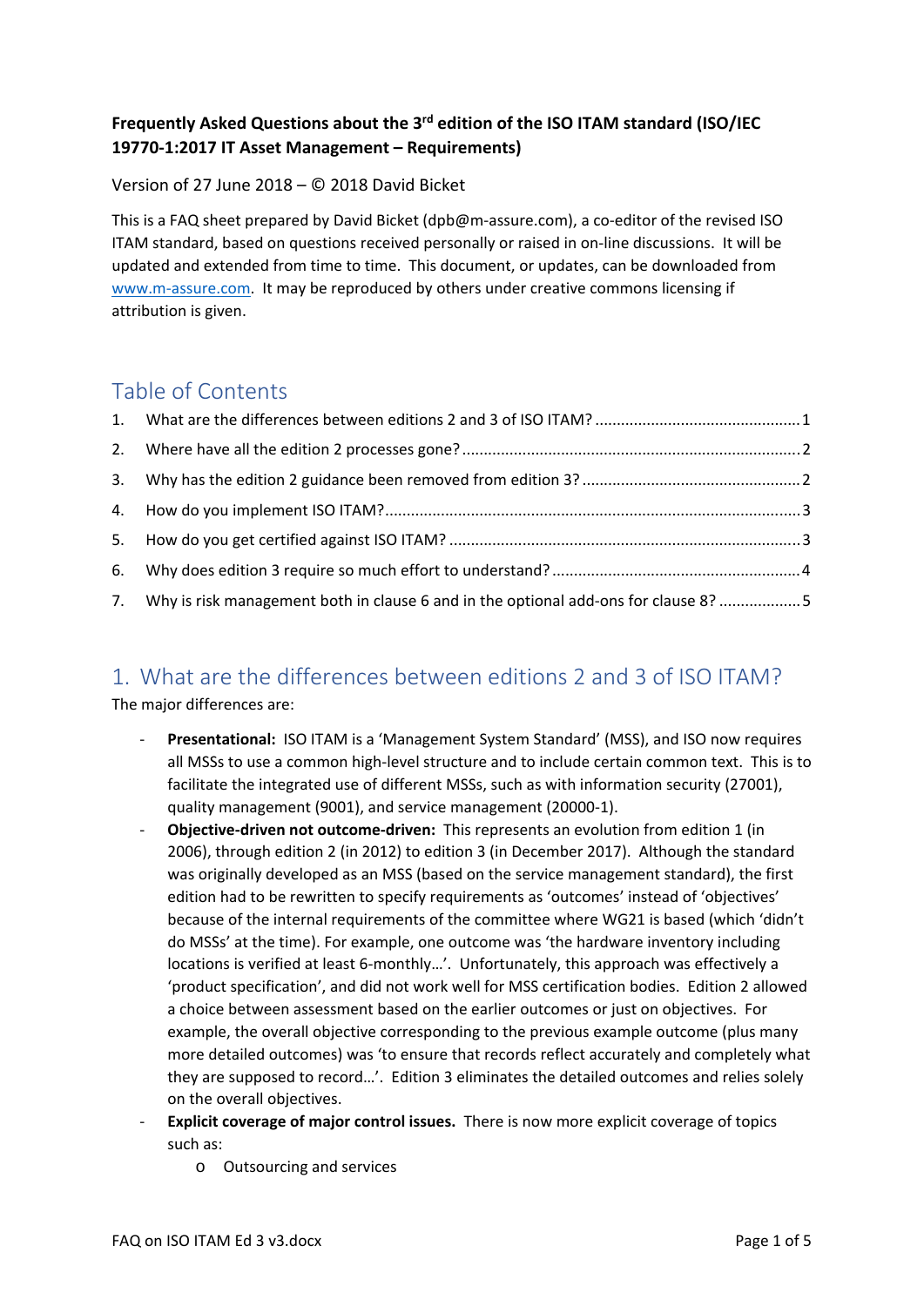**Frequently Asked Questions about the 3rd edition of the ISO ITAM standard (ISO/IEC 19770-1:2017 IT Asset Management – Requirements)**

Version of 27 June 2018 – © 2018 David Bicket

This is a FAQ sheet prepared by David Bicket (dpb@m-assure.com), a co-editor of the revised ISO ITAM standard, based on questions received personally or raised in on-line discussions. It will be updated and extended from time to time. This document, or updates, can be downloaded from www.m-assure.com. It may be reproduced by others under creative commons licensing if attribution is given.

## Table of Contents

1. What are the differences between editions 2 and 3 of ISO ITAM? ....... 1
2. Where have all the edition 2 processes gone? ....... 2
3. Why has the edition 2 guidance been removed from edition 3? ....... 2
4. How do you implement ISO ITAM? ....... 3
5. How do you get certified against ISO ITAM? ....... 3
6. Why does edition 3 require so much effort to understand? ....... 4
7. Why is risk management both in clause 6 and in the optional add-ons for clause 8? ....... 5

## 1. What are the differences between editions 2 and 3 of ISO ITAM?

The major differences are:

- **Presentational:** ISO ITAM is a 'Management System Standard' (MSS), and ISO now requires all MSSs to use a common high-level structure and to include certain common text. This is to facilitate the integrated use of different MSSs, such as with information security (27001), quality management (9001), and service management (20000-1).
- **Objective-driven not outcome-driven:** This represents an evolution from edition 1 (in 2006), through edition 2 (in 2012) to edition 3 (in December 2017). Although the standard was originally developed as an MSS (based on the service management standard), the first edition had to be rewritten to specify requirements as 'outcomes' instead of 'objectives' because of the internal requirements of the committee where WG21 is based (which 'didn't do MSSs' at the time). For example, one outcome was 'the hardware inventory including locations is verified at least 6-monthly…'. Unfortunately, this approach was effectively a 'product specification', and did not work well for MSS certification bodies. Edition 2 allowed a choice between assessment based on the earlier outcomes or just on objectives. For example, the overall objective corresponding to the previous example outcome (plus many more detailed outcomes) was 'to ensure that records reflect accurately and completely what they are supposed to record…'. Edition 3 eliminates the detailed outcomes and relies solely on the overall objectives.
- **Explicit coverage of major control issues.** There is now more explicit coverage of topics such as:
  - Outsourcing and services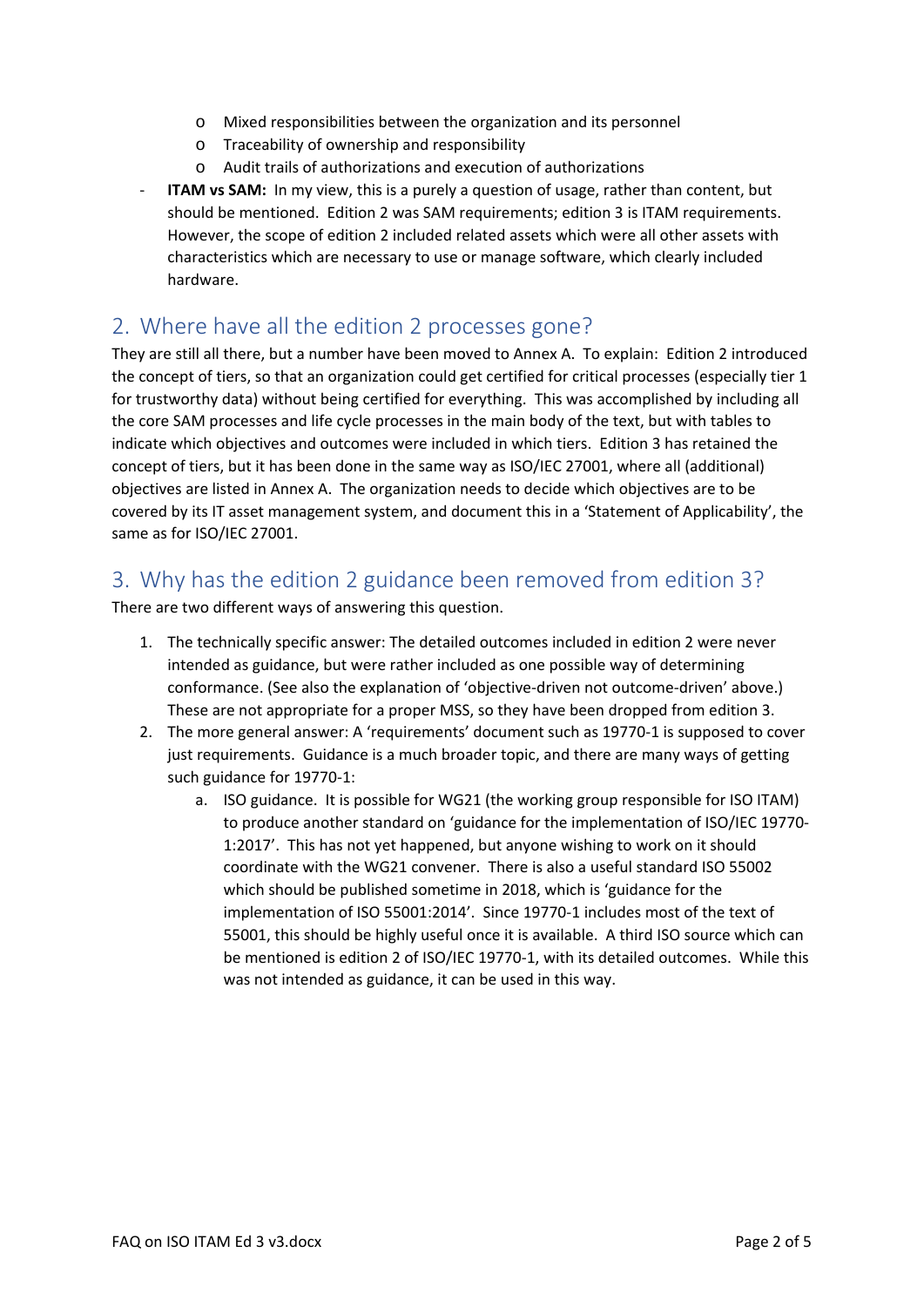- Mixed responsibilities between the organization and its personnel
    - Traceability of ownership and responsibility
    - Audit trails of authorizations and execution of authorizations
- **ITAM vs SAM:** In my view, this is a purely a question of usage, rather than content, but should be mentioned. Edition 2 was SAM requirements; edition 3 is ITAM requirements. However, the scope of edition 2 included related assets which were all other assets with characteristics which are necessary to use or manage software, which clearly included hardware.

## 2. Where have all the edition 2 processes gone?

They are still all there, but a number have been moved to Annex A. To explain: Edition 2 introduced the concept of tiers, so that an organization could get certified for critical processes (especially tier 1 for trustworthy data) without being certified for everything. This was accomplished by including all the core SAM processes and life cycle processes in the main body of the text, but with tables to indicate which objectives and outcomes were included in which tiers. Edition 3 has retained the concept of tiers, but it has been done in the same way as ISO/IEC 27001, where all (additional) objectives are listed in Annex A. The organization needs to decide which objectives are to be covered by its IT asset management system, and document this in a 'Statement of Applicability', the same as for ISO/IEC 27001.

## 3. Why has the edition 2 guidance been removed from edition 3?

There are two different ways of answering this question.

1. The technically specific answer: The detailed outcomes included in edition 2 were never intended as guidance, but were rather included as one possible way of determining conformance. (See also the explanation of 'objective-driven not outcome-driven' above.) These are not appropriate for a proper MSS, so they have been dropped from edition 3.
2. The more general answer: A 'requirements' document such as 19770-1 is supposed to cover just requirements. Guidance is a much broader topic, and there are many ways of getting such guidance for 19770-1:
    a. ISO guidance. It is possible for WG21 (the working group responsible for ISO ITAM) to produce another standard on 'guidance for the implementation of ISO/IEC 19770-1:2017'. This has not yet happened, but anyone wishing to work on it should coordinate with the WG21 convener. There is also a useful standard ISO 55002 which should be published sometime in 2018, which is 'guidance for the implementation of ISO 55001:2014'. Since 19770-1 includes most of the text of 55001, this should be highly useful once it is available. A third ISO source which can be mentioned is edition 2 of ISO/IEC 19770-1, with its detailed outcomes. While this was not intended as guidance, it can be used in this way.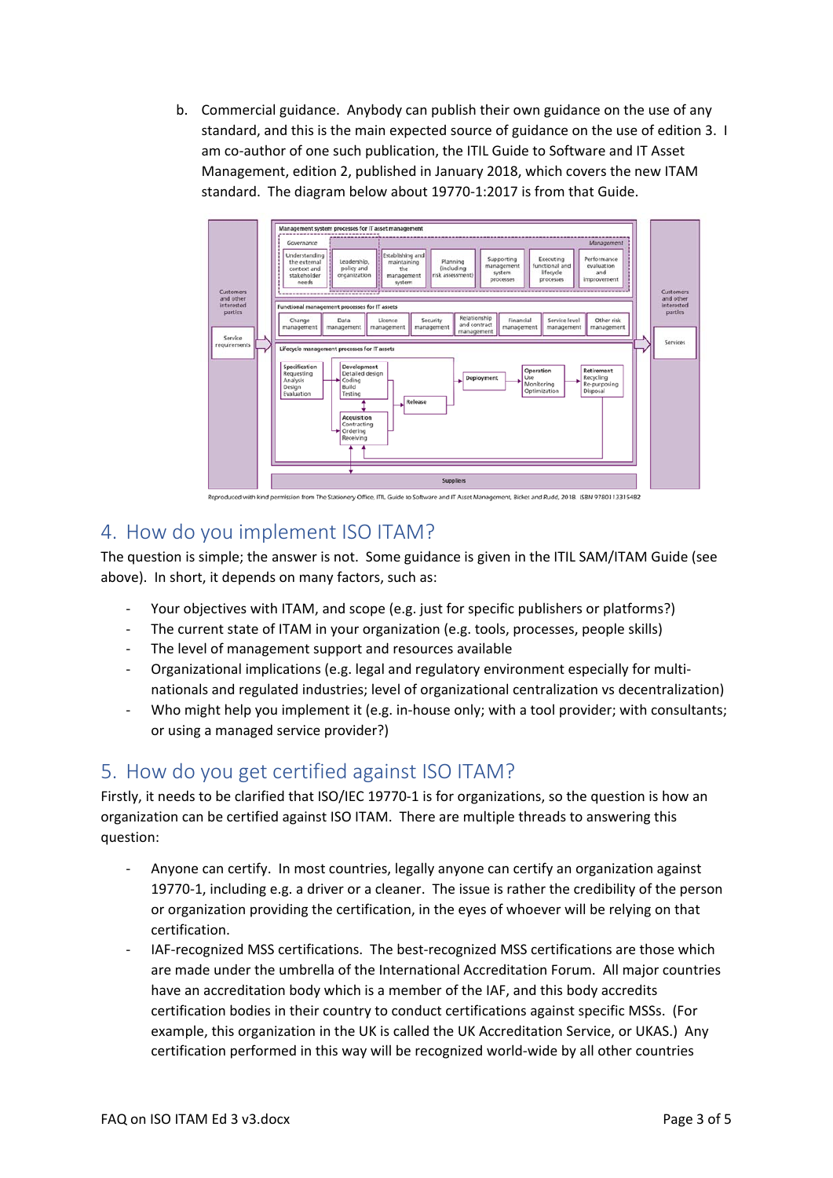b. Commercial guidance. Anybody can publish their own guidance on the use of any standard, and this is the main expected source of guidance on the use of edition 3. I am co-author of one such publication, the ITIL Guide to Software and IT Asset Management, edition 2, published in January 2018, which covers the new ITAM standard. The diagram below about 19770-1:2017 is from that Guide.

Reproduced with kind permission from The Stationery Office. ITIL Guide to Software and IT Asset Management, Bicket and Rudd, 2018. ISBN 9780113315482

## 4. How do you implement ISO ITAM?

The question is simple; the answer is not. Some guidance is given in the ITIL SAM/ITAM Guide (see above). In short, it depends on many factors, such as:

- Your objectives with ITAM, and scope (e.g. just for specific publishers or platforms?)
- The current state of ITAM in your organization (e.g. tools, processes, people skills)
- The level of management support and resources available
- Organizational implications (e.g. legal and regulatory environment especially for multi-nationals and regulated industries; level of organizational centralization vs decentralization)
- Who might help you implement it (e.g. in-house only; with a tool provider; with consultants; or using a managed service provider?)

## 5. How do you get certified against ISO ITAM?

Firstly, it needs to be clarified that ISO/IEC 19770-1 is for organizations, so the question is how an organization can be certified against ISO ITAM. There are multiple threads to answering this question:

- Anyone can certify. In most countries, legally anyone can certify an organization against 19770-1, including e.g. a driver or a cleaner. The issue is rather the credibility of the person or organization providing the certification, in the eyes of whoever will be relying on that certification.
- IAF-recognized MSS certifications. The best-recognized MSS certifications are those which are made under the umbrella of the International Accreditation Forum. All major countries have an accreditation body which is a member of the IAF, and this body accredits certification bodies in their country to conduct certifications against specific MSSs. (For example, this organization in the UK is called the UK Accreditation Service, or UKAS.) Any certification performed in this way will be recognized world-wide by all other countries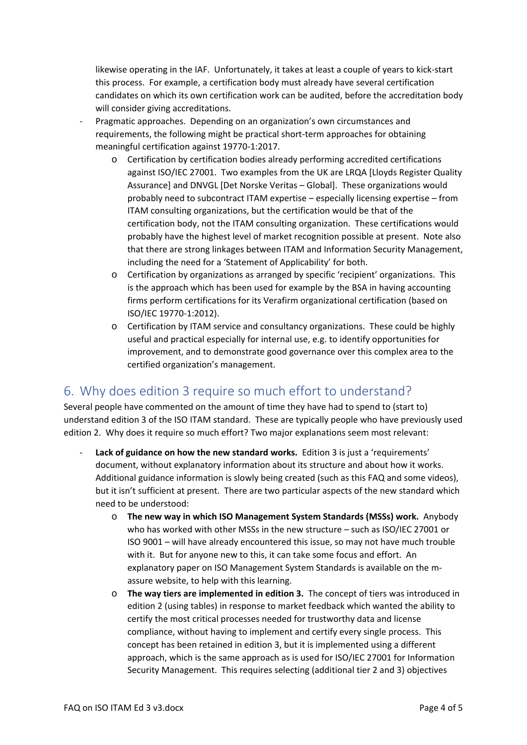likewise operating in the IAF. Unfortunately, it takes at least a couple of years to kick-start this process. For example, a certification body must already have several certification candidates on which its own certification work can be audited, before the accreditation body will consider giving accreditations.

- Pragmatic approaches. Depending on an organization's own circumstances and requirements, the following might be practical short-term approaches for obtaining meaningful certification against 19770-1:2017.
  - Certification by certification bodies already performing accredited certifications against ISO/IEC 27001. Two examples from the UK are LRQA [Lloyds Register Quality Assurance] and DNVGL [Det Norske Veritas – Global]. These organizations would probably need to subcontract ITAM expertise – especially licensing expertise – from ITAM consulting organizations, but the certification would be that of the certification body, not the ITAM consulting organization. These certifications would probably have the highest level of market recognition possible at present. Note also that there are strong linkages between ITAM and Information Security Management, including the need for a 'Statement of Applicability' for both.
  - Certification by organizations as arranged by specific 'recipient' organizations. This is the approach which has been used for example by the BSA in having accounting firms perform certifications for its Verafirm organizational certification (based on ISO/IEC 19770-1:2012).
  - Certification by ITAM service and consultancy organizations. These could be highly useful and practical especially for internal use, e.g. to identify opportunities for improvement, and to demonstrate good governance over this complex area to the certified organization's management.

## 6. Why does edition 3 require so much effort to understand?

Several people have commented on the amount of time they have had to spend to (start to) understand edition 3 of the ISO ITAM standard. These are typically people who have previously used edition 2. Why does it require so much effort? Two major explanations seem most relevant:

- **Lack of guidance on how the new standard works.** Edition 3 is just a 'requirements' document, without explanatory information about its structure and about how it works. Additional guidance information is slowly being created (such as this FAQ and some videos), but it isn't sufficient at present. There are two particular aspects of the new standard which need to be understood:
  - **The new way in which ISO Management System Standards (MSSs) work.** Anybody who has worked with other MSSs in the new structure – such as ISO/IEC 27001 or ISO 9001 – will have already encountered this issue, so may not have much trouble with it. But for anyone new to this, it can take some focus and effort. An explanatory paper on ISO Management System Standards is available on the m-assure website, to help with this learning.
  - **The way tiers are implemented in edition 3.** The concept of tiers was introduced in edition 2 (using tables) in response to market feedback which wanted the ability to certify the most critical processes needed for trustworthy data and license compliance, without having to implement and certify every single process. This concept has been retained in edition 3, but it is implemented using a different approach, which is the same approach as is used for ISO/IEC 27001 for Information Security Management. This requires selecting (additional tier 2 and 3) objectives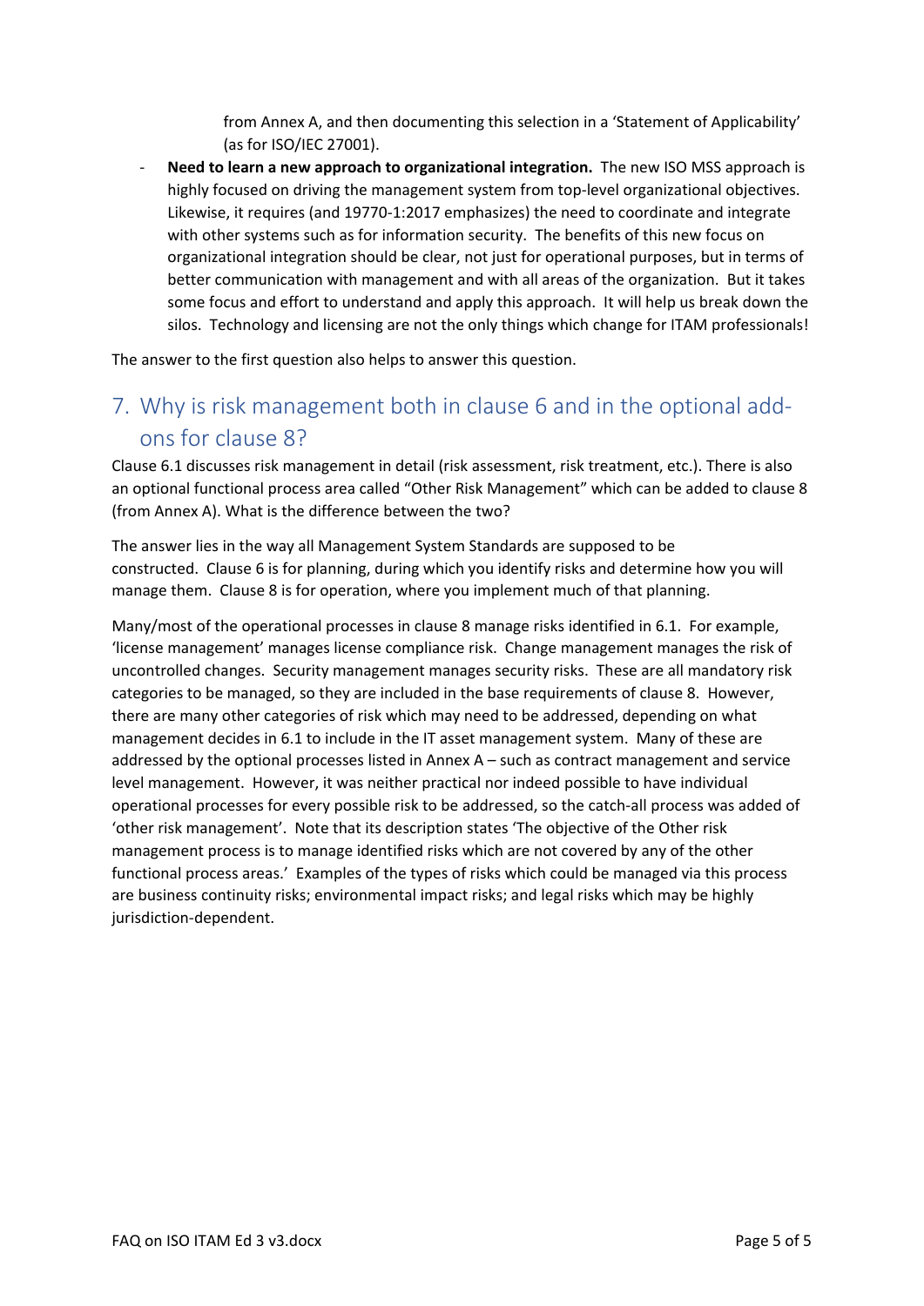from Annex A, and then documenting this selection in a 'Statement of Applicability' (as for ISO/IEC 27001).

- **Need to learn a new approach to organizational integration.** The new ISO MSS approach is highly focused on driving the management system from top-level organizational objectives. Likewise, it requires (and 19770-1:2017 emphasizes) the need to coordinate and integrate with other systems such as for information security. The benefits of this new focus on organizational integration should be clear, not just for operational purposes, but in terms of better communication with management and with all areas of the organization. But it takes some focus and effort to understand and apply this approach. It will help us break down the silos. Technology and licensing are not the only things which change for ITAM professionals!

The answer to the first question also helps to answer this question.

## 7. Why is risk management both in clause 6 and in the optional add-ons for clause 8?

Clause 6.1 discusses risk management in detail (risk assessment, risk treatment, etc.). There is also an optional functional process area called "Other Risk Management" which can be added to clause 8 (from Annex A). What is the difference between the two?

The answer lies in the way all Management System Standards are supposed to be constructed. Clause 6 is for planning, during which you identify risks and determine how you will manage them. Clause 8 is for operation, where you implement much of that planning.

Many/most of the operational processes in clause 8 manage risks identified in 6.1. For example, 'license management' manages license compliance risk. Change management manages the risk of uncontrolled changes. Security management manages security risks. These are all mandatory risk categories to be managed, so they are included in the base requirements of clause 8. However, there are many other categories of risk which may need to be addressed, depending on what management decides in 6.1 to include in the IT asset management system. Many of these are addressed by the optional processes listed in Annex A – such as contract management and service level management. However, it was neither practical nor indeed possible to have individual operational processes for every possible risk to be addressed, so the catch-all process was added of 'other risk management'. Note that its description states 'The objective of the Other risk management process is to manage identified risks which are not covered by any of the other functional process areas.' Examples of the types of risks which could be managed via this process are business continuity risks; environmental impact risks; and legal risks which may be highly jurisdiction-dependent.